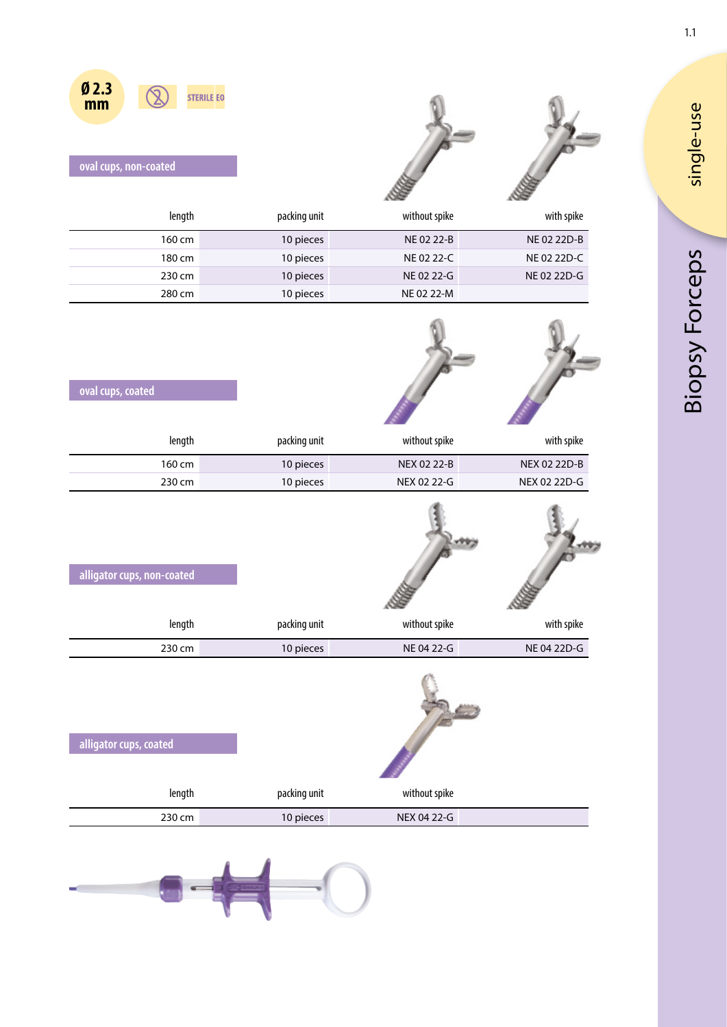Ø 2.3 mm

STERILE EO

single-use

# Biopsy Forceps

## oval cups, non-coated

| length | packing unit | without spike | with spike |
|---|---|---|---|
| 160 cm | 10 pieces | NE 02 22-B | NE 02 22D-B |
| 180 cm | 10 pieces | NE 02 22-C | NE 02 22D-C |
| 230 cm | 10 pieces | NE 02 22-G | NE 02 22D-G |
| 280 cm | 10 pieces | NE 02 22-M | |

## oval cups, coated

| length | packing unit | without spike | with spike |
|---|---|---|---|
| 160 cm | 10 pieces | NEX 02 22-B | NEX 02 22D-B |
| 230 cm | 10 pieces | NEX 02 22-G | NEX 02 22D-G |

## alligator cups, non-coated

| length | packing unit | without spike | with spike |
|---|---|---|---|
| 230 cm | 10 pieces | NE 04 22-G | NE 04 22D-G |

## alligator cups, coated

| length | packing unit | without spike |
|---|---|---|
| 230 cm | 10 pieces | NEX 04 22-G |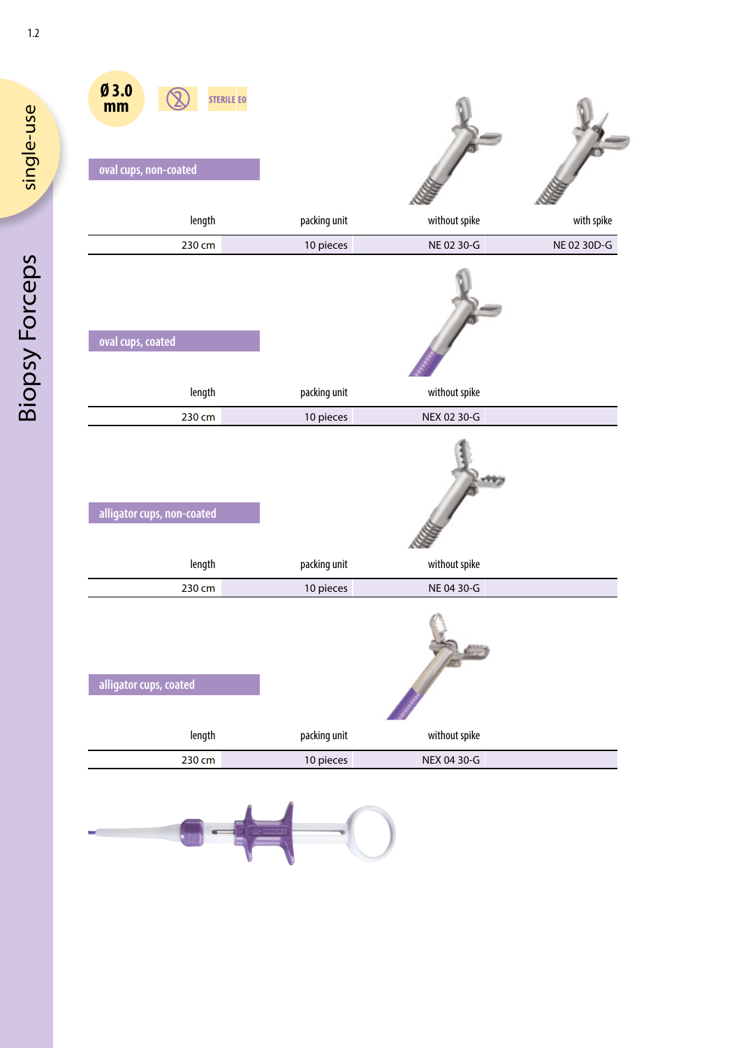# Biopsy Forceps

## single-use

Ø 3.0 mm

STERILE EO

### oval cups, non-coated

| length | packing unit | without spike | with spike |
|---|---|---|---|
| 230 cm | 10 pieces | NE 02 30-G | NE 02 30D-G |

### oval cups, coated

| length | packing unit | without spike |
|---|---|---|
| 230 cm | 10 pieces | NEX 02 30-G |

### alligator cups, non-coated

| length | packing unit | without spike |
|---|---|---|
| 230 cm | 10 pieces | NE 04 30-G |

### alligator cups, coated

| length | packing unit | without spike |
|---|---|---|
| 230 cm | 10 pieces | NEX 04 30-G |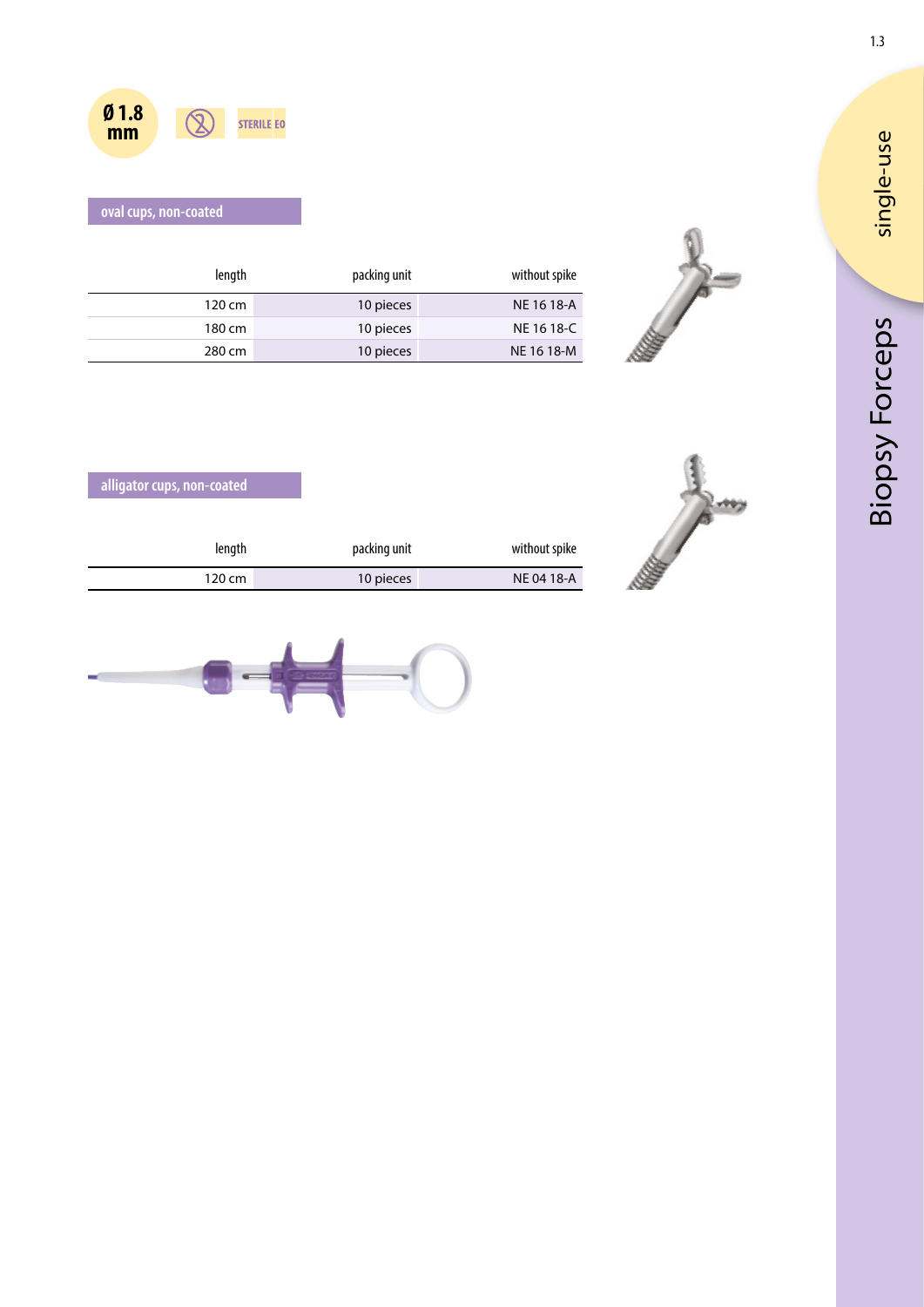Ø 1.8 mm

STERILE EO

single-use

# Biopsy Forceps

## oval cups, non-coated

| length | packing unit | without spike |
|---|---|---|
| 120 cm | 10 pieces | NE 16 18-A |
| 180 cm | 10 pieces | NE 16 18-C |
| 280 cm | 10 pieces | NE 16 18-M |

## alligator cups, non-coated

| length | packing unit | without spike |
|---|---|---|
| 120 cm | 10 pieces | NE 04 18-A |